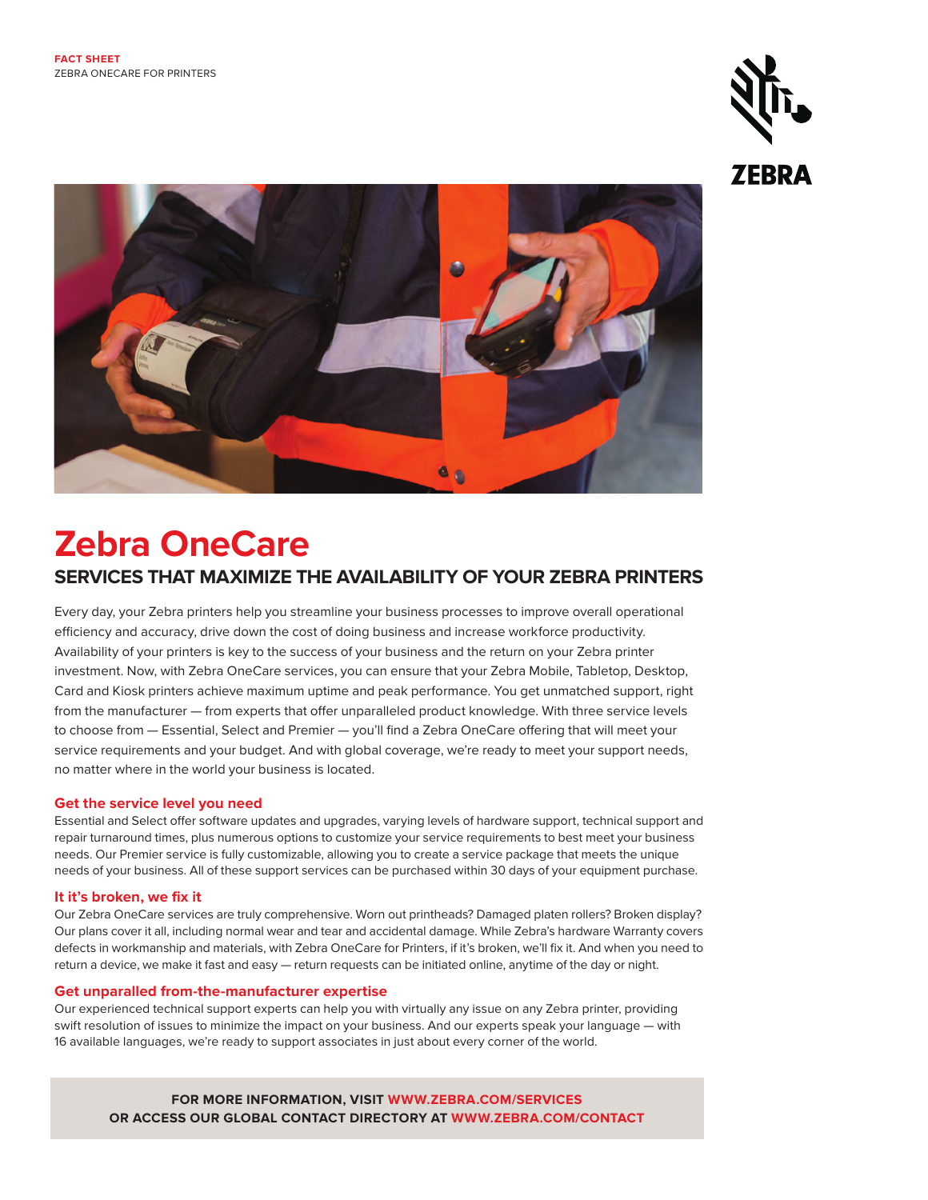FACT SHEET
ZEBRA ONECARE FOR PRINTERS

# Zebra OneCare

## SERVICES THAT MAXIMIZE THE AVAILABILITY OF YOUR ZEBRA PRINTERS

Every day, your Zebra printers help you streamline your business processes to improve overall operational efficiency and accuracy, drive down the cost of doing business and increase workforce productivity. Availability of your printers is key to the success of your business and the return on your Zebra printer investment. Now, with Zebra OneCare services, you can ensure that your Zebra Mobile, Tabletop, Desktop, Card and Kiosk printers achieve maximum uptime and peak performance. You get unmatched support, right from the manufacturer — from experts that offer unparalleled product knowledge. With three service levels to choose from — Essential, Select and Premier — you'll find a Zebra OneCare offering that will meet your service requirements and your budget. And with global coverage, we're ready to meet your support needs, no matter where in the world your business is located.

### Get the service level you need

Essential and Select offer software updates and upgrades, varying levels of hardware support, technical support and repair turnaround times, plus numerous options to customize your service requirements to best meet your business needs. Our Premier service is fully customizable, allowing you to create a service package that meets the unique needs of your business. All of these support services can be purchased within 30 days of your equipment purchase.

### It it's broken, we fix it

Our Zebra OneCare services are truly comprehensive. Worn out printheads? Damaged platen rollers? Broken display? Our plans cover it all, including normal wear and tear and accidental damage. While Zebra's hardware Warranty covers defects in workmanship and materials, with Zebra OneCare for Printers, if it's broken, we'll fix it. And when you need to return a device, we make it fast and easy — return requests can be initiated online, anytime of the day or night.

### Get unparalled from-the-manufacturer expertise

Our experienced technical support experts can help you with virtually any issue on any Zebra printer, providing swift resolution of issues to minimize the impact on your business. And our experts speak your language — with 16 available languages, we're ready to support associates in just about every corner of the world.

**FOR MORE INFORMATION, VISIT WWW.ZEBRA.COM/SERVICES**
**OR ACCESS OUR GLOBAL CONTACT DIRECTORY AT WWW.ZEBRA.COM/CONTACT**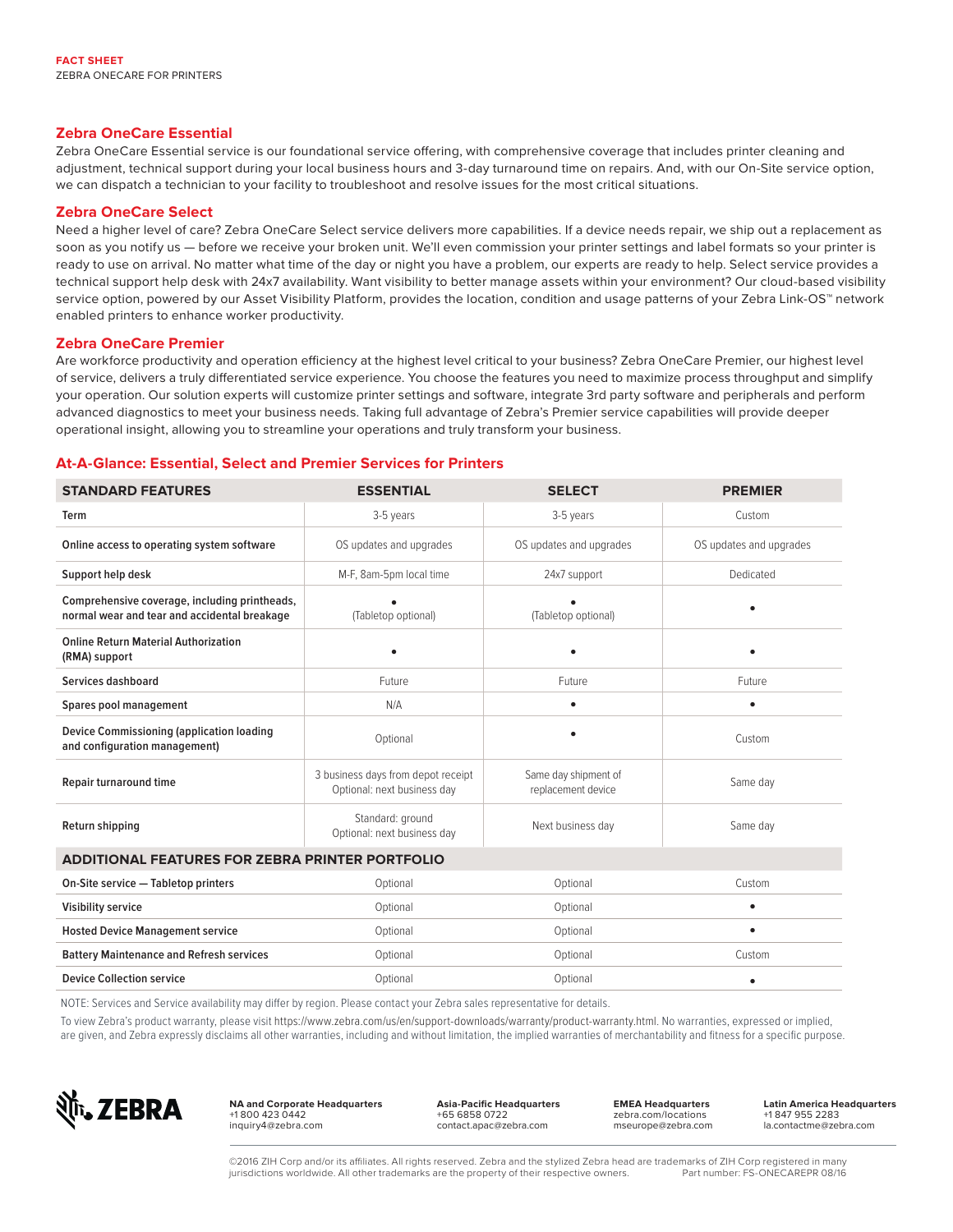**FACT SHEET**
ZEBRA ONECARE FOR PRINTERS

## Zebra OneCare Essential

Zebra OneCare Essential service is our foundational service offering, with comprehensive coverage that includes printer cleaning and adjustment, technical support during your local business hours and 3-day turnaround time on repairs. And, with our On-Site service option, we can dispatch a technician to your facility to troubleshoot and resolve issues for the most critical situations.

## Zebra OneCare Select

Need a higher level of care? Zebra OneCare Select service delivers more capabilities. If a device needs repair, we ship out a replacement as soon as you notify us — before we receive your broken unit. We'll even commission your printer settings and label formats so your printer is ready to use on arrival. No matter what time of the day or night you have a problem, our experts are ready to help. Select service provides a technical support help desk with 24x7 availability. Want visibility to better manage assets within your environment? Our cloud-based visibility service option, powered by our Asset Visibility Platform, provides the location, condition and usage patterns of your Zebra Link-OS™ network enabled printers to enhance worker productivity.

## Zebra OneCare Premier

Are workforce productivity and operation efficiency at the highest level critical to your business? Zebra OneCare Premier, our highest level of service, delivers a truly differentiated service experience. You choose the features you need to maximize process throughput and simplify your operation. Our solution experts will customize printer settings and software, integrate 3rd party software and peripherals and perform advanced diagnostics to meet your business needs. Taking full advantage of Zebra's Premier service capabilities will provide deeper operational insight, allowing you to streamline your operations and truly transform your business.

## At-A-Glance: Essential, Select and Premier Services for Printers

| STANDARD FEATURES | ESSENTIAL | SELECT | PREMIER |
|---|---|---|---|
| Term | 3-5 years | 3-5 years | Custom |
| Online access to operating system software | OS updates and upgrades | OS updates and upgrades | OS updates and upgrades |
| Support help desk | M-F, 8am-5pm local time | 24x7 support | Dedicated |
| Comprehensive coverage, including printheads, normal wear and tear and accidental breakage | • (Tabletop optional) | • (Tabletop optional) | • |
| Online Return Material Authorization (RMA) support | • | • | • |
| Services dashboard | Future | Future | Future |
| Spares pool management | N/A | • | • |
| Device Commissioning (application loading and configuration management) | Optional | • | Custom |
| Repair turnaround time | 3 business days from depot receipt Optional: next business day | Same day shipment of replacement device | Same day |
| Return shipping | Standard: ground Optional: next business day | Next business day | Same day |
| **ADDITIONAL FEATURES FOR ZEBRA PRINTER PORTFOLIO** | | | |
| On-Site service — Tabletop printers | Optional | Optional | Custom |
| Visibility service | Optional | Optional | • |
| Hosted Device Management service | Optional | Optional | • |
| Battery Maintenance and Refresh services | Optional | Optional | Custom |
| Device Collection service | Optional | Optional | • |

NOTE: Services and Service availability may differ by region. Please contact your Zebra sales representative for details.

To view Zebra's product warranty, please visit https://www.zebra.com/us/en/support-downloads/warranty/product-warranty.html. No warranties, expressed or implied, are given, and Zebra expressly disclaims all other warranties, including and without limitation, the implied warranties of merchantability and fitness for a specific purpose.

ZEBRA

**NA and Corporate Headquarters**
+1 800 423 0442
inquiry4@zebra.com

**Asia-Pacific Headquarters**
+65 6858 0722
contact.apac@zebra.com

**EMEA Headquarters**
zebra.com/locations
mseurope@zebra.com

**Latin America Headquarters**
+1 847 955 2283
la.contactme@zebra.com

©2016 ZIH Corp and/or its affiliates. All rights reserved. Zebra and the stylized Zebra head are trademarks of ZIH Corp registered in many jurisdictions worldwide. All other trademarks are the property of their respective owners. Part number: FS-ONECAREPR 08/16